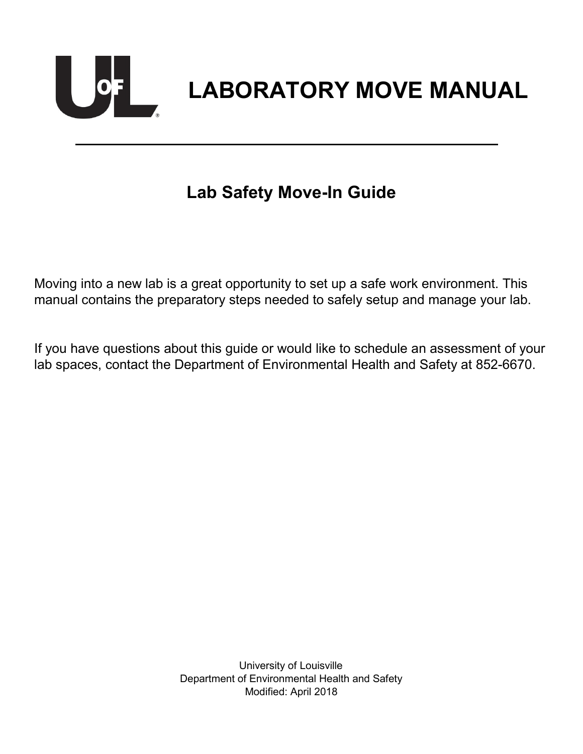# LABORATORY MOVE MANUAL

## Lab Safety Move-In Guide

Moving into a new lab is a great opportunity to set up a safe work environment. This manual contains the preparatory steps needed to safely setup and manage your lab.

If you have questions about this guide or would like to schedule an assessment of your lab spaces, contact the Department of Environmental Health and Safety at 852-6670.

University of Louisville
Department of Environmental Health and Safety
Modified: April 2018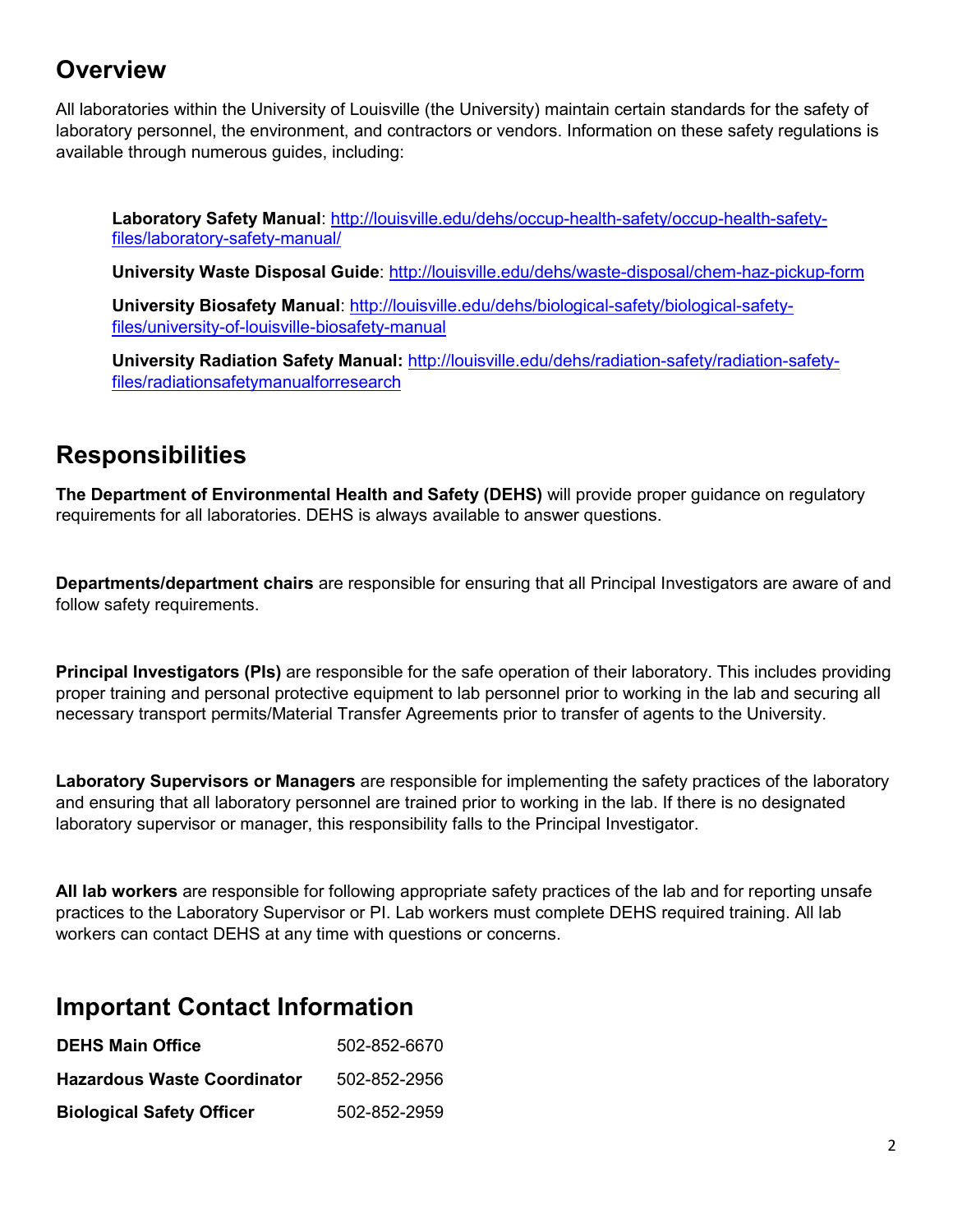## Overview

All laboratories within the University of Louisville (the University) maintain certain standards for the safety of laboratory personnel, the environment, and contractors or vendors. Information on these safety regulations is available through numerous guides, including:

**Laboratory Safety Manual**: [http://louisville.edu/dehs/occup-health-safety/occup-health-safety-files/laboratory-safety-manual/](http://louisville.edu/dehs/occup-health-safety/occup-health-safety-files/laboratory-safety-manual/)

**University Waste Disposal Guide**: [http://louisville.edu/dehs/waste-disposal/chem-haz-pickup-form](http://louisville.edu/dehs/waste-disposal/chem-haz-pickup-form)

**University Biosafety Manual**: [http://louisville.edu/dehs/biological-safety/biological-safety-files/university-of-louisville-biosafety-manual](http://louisville.edu/dehs/biological-safety/biological-safety-files/university-of-louisville-biosafety-manual)

**University Radiation Safety Manual:** [http://louisville.edu/dehs/radiation-safety/radiation-safety-files/radiationsafetymanualforresearch](http://louisville.edu/dehs/radiation-safety/radiation-safety-files/radiationsafetymanualforresearch)

## Responsibilities

**The Department of Environmental Health and Safety (DEHS)** will provide proper guidance on regulatory requirements for all laboratories. DEHS is always available to answer questions.

**Departments/department chairs** are responsible for ensuring that all Principal Investigators are aware of and follow safety requirements.

**Principal Investigators (PIs)** are responsible for the safe operation of their laboratory. This includes providing proper training and personal protective equipment to lab personnel prior to working in the lab and securing all necessary transport permits/Material Transfer Agreements prior to transfer of agents to the University.

**Laboratory Supervisors or Managers** are responsible for implementing the safety practices of the laboratory and ensuring that all laboratory personnel are trained prior to working in the lab. If there is no designated laboratory supervisor or manager, this responsibility falls to the Principal Investigator.

**All lab workers** are responsible for following appropriate safety practices of the lab and for reporting unsafe practices to the Laboratory Supervisor or PI. Lab workers must complete DEHS required training. All lab workers can contact DEHS at any time with questions or concerns.

## Important Contact Information

| | |
|---|---|
| **DEHS Main Office** | 502-852-6670 |
| **Hazardous Waste Coordinator** | 502-852-2956 |
| **Biological Safety Officer** | 502-852-2959 |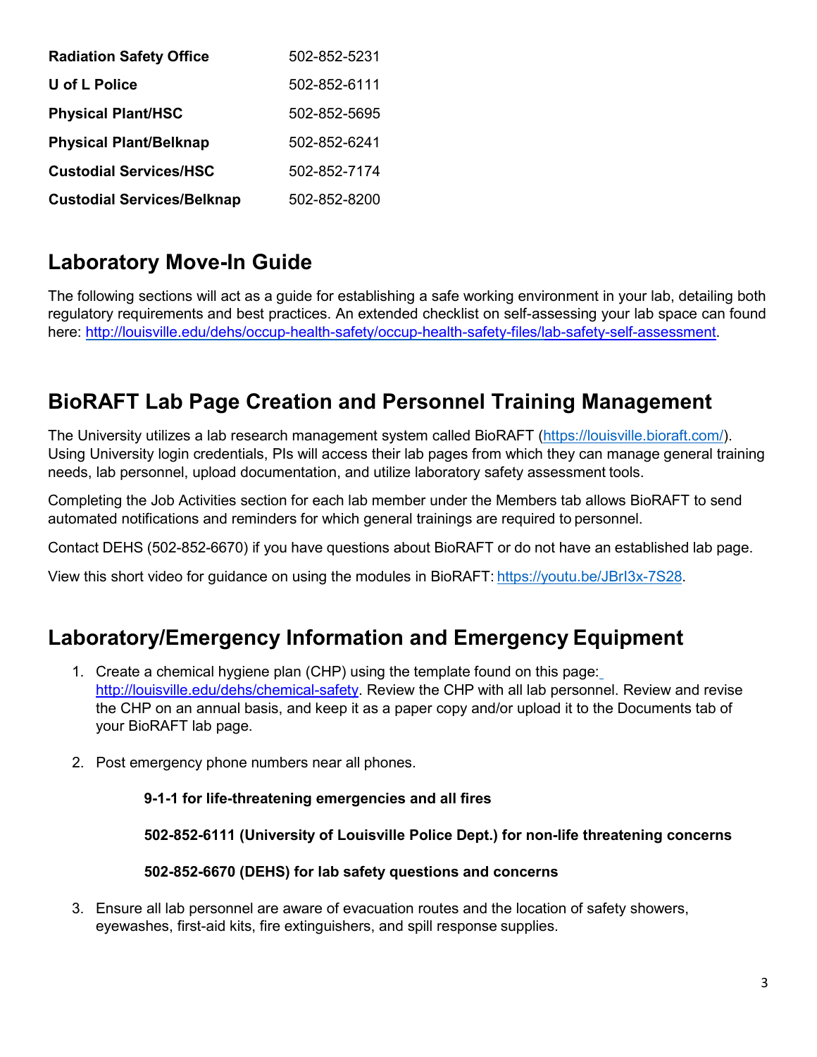| | |
|---|---|
| **Radiation Safety Office** | 502-852-5231 |
| **U of L Police** | 502-852-6111 |
| **Physical Plant/HSC** | 502-852-5695 |
| **Physical Plant/Belknap** | 502-852-6241 |
| **Custodial Services/HSC** | 502-852-7174 |
| **Custodial Services/Belknap** | 502-852-8200 |

## Laboratory Move-In Guide

The following sections will act as a guide for establishing a safe working environment in your lab, detailing both regulatory requirements and best practices. An extended checklist on self-assessing your lab space can found here: http://louisville.edu/dehs/occup-health-safety/occup-health-safety-files/lab-safety-self-assessment.

## BioRAFT Lab Page Creation and Personnel Training Management

The University utilizes a lab research management system called BioRAFT (https://louisville.bioraft.com/). Using University login credentials, PIs will access their lab pages from which they can manage general training needs, lab personnel, upload documentation, and utilize laboratory safety assessment tools.

Completing the Job Activities section for each lab member under the Members tab allows BioRAFT to send automated notifications and reminders for which general trainings are required to personnel.

Contact DEHS (502-852-6670) if you have questions about BioRAFT or do not have an established lab page.

View this short video for guidance on using the modules in BioRAFT: https://youtu.be/JBrI3x-7S28.

## Laboratory/Emergency Information and Emergency Equipment

1. Create a chemical hygiene plan (CHP) using the template found on this page: http://louisville.edu/dehs/chemical-safety. Review the CHP with all lab personnel. Review and revise the CHP on an annual basis, and keep it as a paper copy and/or upload it to the Documents tab of your BioRAFT lab page.

2. Post emergency phone numbers near all phones.

   **9-1-1 for life-threatening emergencies and all fires**

   **502-852-6111 (University of Louisville Police Dept.) for non-life threatening concerns**

   **502-852-6670 (DEHS) for lab safety questions and concerns**

3. Ensure all lab personnel are aware of evacuation routes and the location of safety showers, eyewashes, first-aid kits, fire extinguishers, and spill response supplies.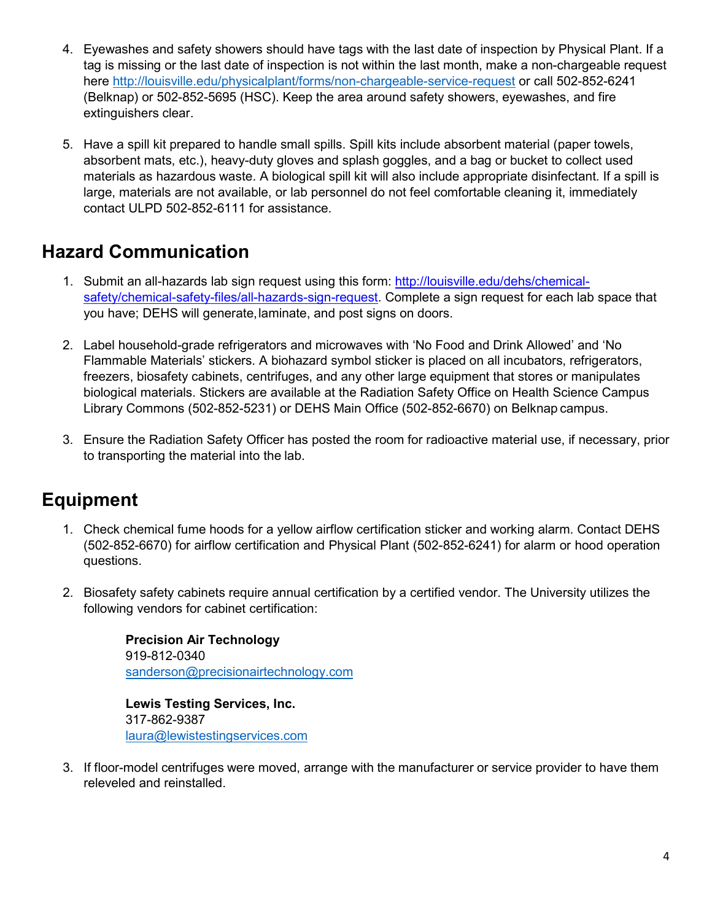4. Eyewashes and safety showers should have tags with the last date of inspection by Physical Plant. If a tag is missing or the last date of inspection is not within the last month, make a non-chargeable request here http://louisville.edu/physicalplant/forms/non-chargeable-service-request or call 502-852-6241 (Belknap) or 502-852-5695 (HSC). Keep the area around safety showers, eyewashes, and fire extinguishers clear.

5. Have a spill kit prepared to handle small spills. Spill kits include absorbent material (paper towels, absorbent mats, etc.), heavy-duty gloves and splash goggles, and a bag or bucket to collect used materials as hazardous waste. A biological spill kit will also include appropriate disinfectant. If a spill is large, materials are not available, or lab personnel do not feel comfortable cleaning it, immediately contact ULPD 502-852-6111 for assistance.

## Hazard Communication

1. Submit an all-hazards lab sign request using this form: http://louisville.edu/dehs/chemical-safety/chemical-safety-files/all-hazards-sign-request. Complete a sign request for each lab space that you have; DEHS will generate, laminate, and post signs on doors.

2. Label household-grade refrigerators and microwaves with 'No Food and Drink Allowed' and 'No Flammable Materials' stickers. A biohazard symbol sticker is placed on all incubators, refrigerators, freezers, biosafety cabinets, centrifuges, and any other large equipment that stores or manipulates biological materials. Stickers are available at the Radiation Safety Office on Health Science Campus Library Commons (502-852-5231) or DEHS Main Office (502-852-6670) on Belknap campus.

3. Ensure the Radiation Safety Officer has posted the room for radioactive material use, if necessary, prior to transporting the material into the lab.

## Equipment

1. Check chemical fume hoods for a yellow airflow certification sticker and working alarm. Contact DEHS (502-852-6670) for airflow certification and Physical Plant (502-852-6241) for alarm or hood operation questions.

2. Biosafety safety cabinets require annual certification by a certified vendor. The University utilizes the following vendors for cabinet certification:

   **Precision Air Technology**
   919-812-0340
   sanderson@precisionairtechnology.com

   **Lewis Testing Services, Inc.**
   317-862-9387
   laura@lewistestingservices.com

3. If floor-model centrifuges were moved, arrange with the manufacturer or service provider to have them releveled and reinstalled.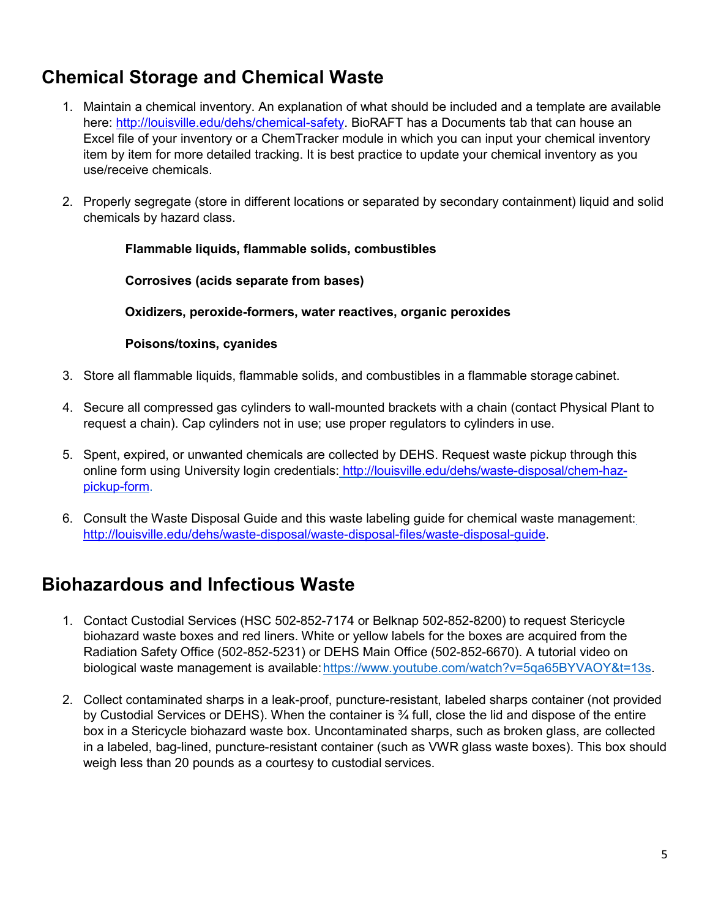## Chemical Storage and Chemical Waste

1. Maintain a chemical inventory. An explanation of what should be included and a template are available here: http://louisville.edu/dehs/chemical-safety. BioRAFT has a Documents tab that can house an Excel file of your inventory or a ChemTracker module in which you can input your chemical inventory item by item for more detailed tracking. It is best practice to update your chemical inventory as you use/receive chemicals.

2. Properly segregate (store in different locations or separated by secondary containment) liquid and solid chemicals by hazard class.

   **Flammable liquids, flammable solids, combustibles**

   **Corrosives (acids separate from bases)**

   **Oxidizers, peroxide-formers, water reactives, organic peroxides**

   **Poisons/toxins, cyanides**

3. Store all flammable liquids, flammable solids, and combustibles in a flammable storage cabinet.

4. Secure all compressed gas cylinders to wall-mounted brackets with a chain (contact Physical Plant to request a chain). Cap cylinders not in use; use proper regulators to cylinders in use.

5. Spent, expired, or unwanted chemicals are collected by DEHS. Request waste pickup through this online form using University login credentials: http://louisville.edu/dehs/waste-disposal/chem-haz-pickup-form.

6. Consult the Waste Disposal Guide and this waste labeling guide for chemical waste management: http://louisville.edu/dehs/waste-disposal/waste-disposal-files/waste-disposal-guide.

## Biohazardous and Infectious Waste

1. Contact Custodial Services (HSC 502-852-7174 or Belknap 502-852-8200) to request Stericycle biohazard waste boxes and red liners. White or yellow labels for the boxes are acquired from the Radiation Safety Office (502-852-5231) or DEHS Main Office (502-852-6670). A tutorial video on biological waste management is available: https://www.youtube.com/watch?v=5qa65BYVAOY&t=13s.

2. Collect contaminated sharps in a leak-proof, puncture-resistant, labeled sharps container (not provided by Custodial Services or DEHS). When the container is ¾ full, close the lid and dispose of the entire box in a Stericycle biohazard waste box. Uncontaminated sharps, such as broken glass, are collected in a labeled, bag-lined, puncture-resistant container (such as VWR glass waste boxes). This box should weigh less than 20 pounds as a courtesy to custodial services.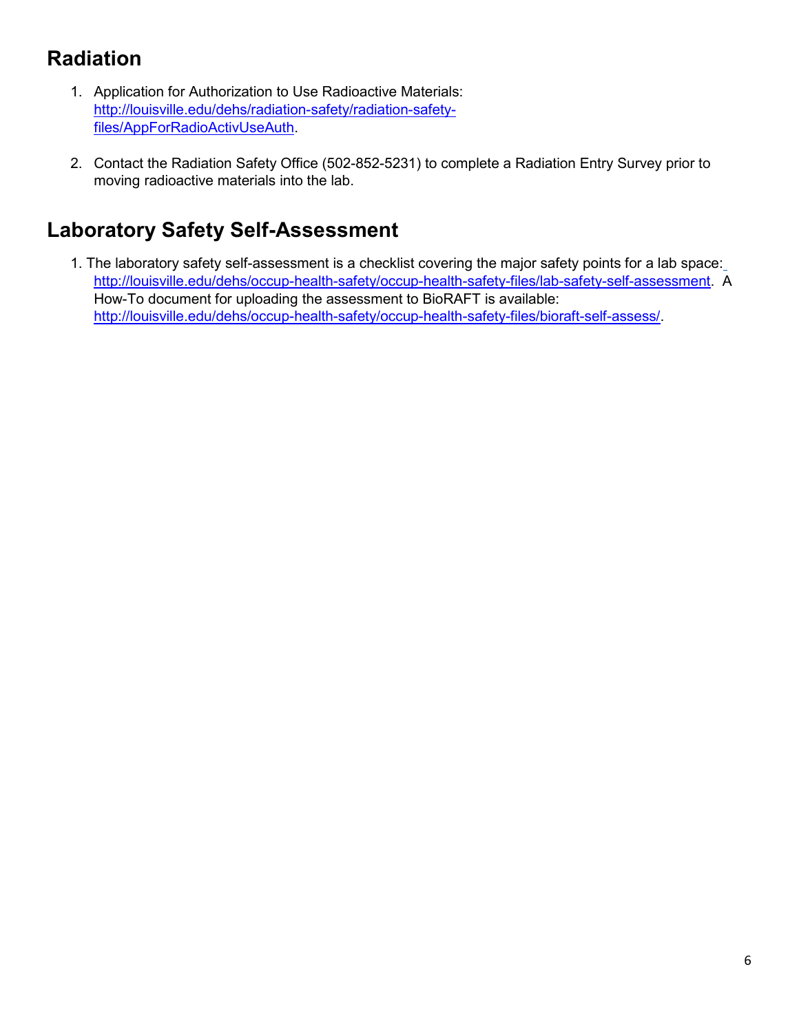## Radiation

1. Application for Authorization to Use Radioactive Materials: http://louisville.edu/dehs/radiation-safety/radiation-safety-files/AppForRadioActivUseAuth.

2. Contact the Radiation Safety Office (502-852-5231) to complete a Radiation Entry Survey prior to moving radioactive materials into the lab.

## Laboratory Safety Self-Assessment

1. The laboratory safety self-assessment is a checklist covering the major safety points for a lab space: http://louisville.edu/dehs/occup-health-safety/occup-health-safety-files/lab-safety-self-assessment. A How-To document for uploading the assessment to BioRAFT is available: http://louisville.edu/dehs/occup-health-safety/occup-health-safety-files/bioraft-self-assess/.